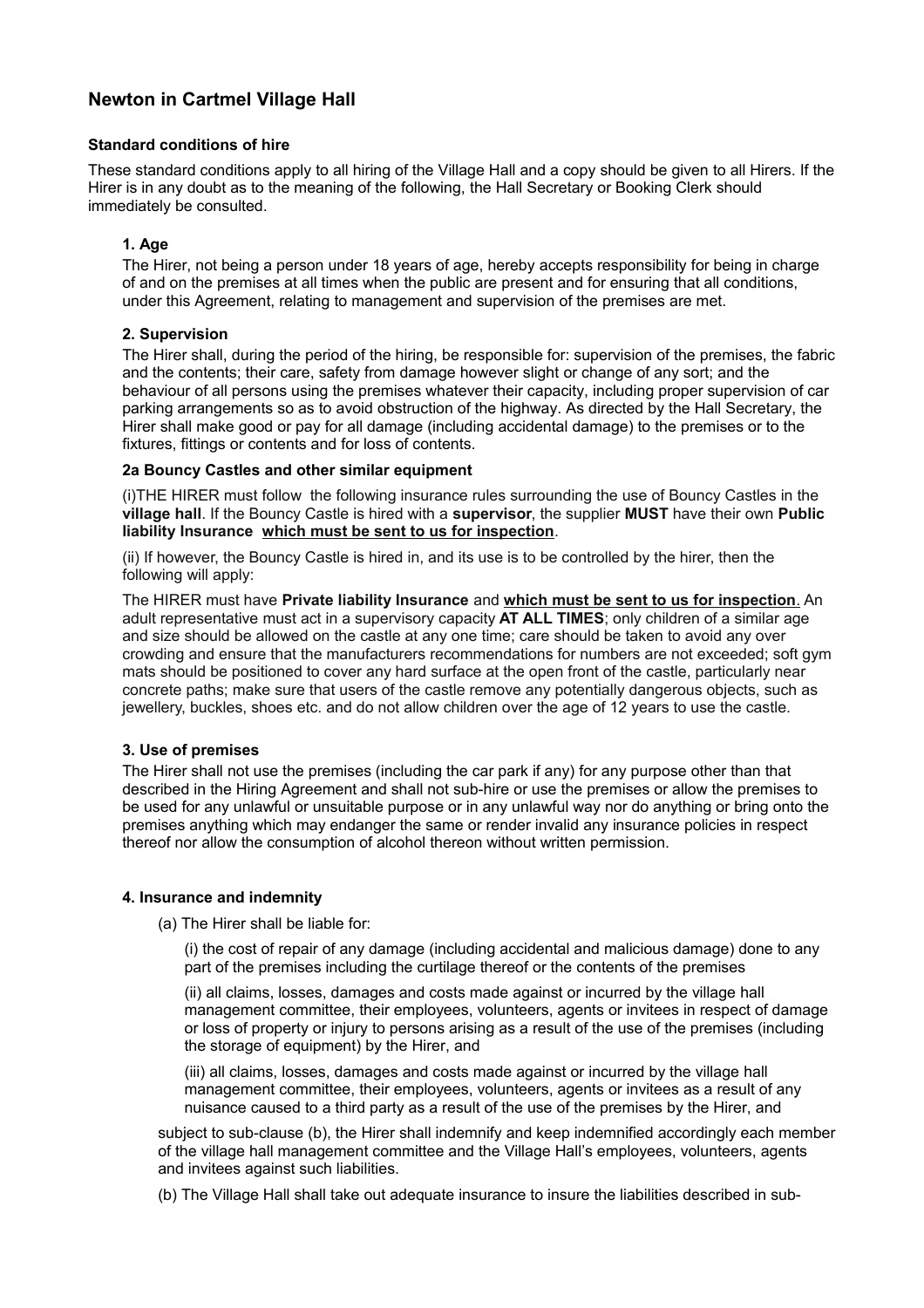## Newton in Cartmel Village Hall

### Standard conditions of hire

These standard conditions apply to all hiring of the Village Hall and a copy should be given to all Hirers. If the Hirer is in any doubt as to the meaning of the following, the Hall Secretary or Booking Clerk should immediately be consulted.

#### 1. Age

The Hirer, not being a person under 18 years of age, hereby accepts responsibility for being in charge of and on the premises at all times when the public are present and for ensuring that all conditions, under this Agreement, relating to management and supervision of the premises are met.

#### 2. Supervision

The Hirer shall, during the period of the hiring, be responsible for: supervision of the premises, the fabric and the contents; their care, safety from damage however slight or change of any sort; and the behaviour of all persons using the premises whatever their capacity, including proper supervision of car parking arrangements so as to avoid obstruction of the highway. As directed by the Hall Secretary, the Hirer shall make good or pay for all damage (including accidental damage) to the premises or to the fixtures, fittings or contents and for loss of contents.

#### 2a Bouncy Castles and other similar equipment

(i)THE HIRER must follow the following insurance rules surrounding the use of Bouncy Castles in the **village hall**. If the Bouncy Castle is hired with a **supervisor**, the supplier **MUST** have their own **Public liability Insurance <u>which must be sent to us for inspection</u>**.

(ii) If however, the Bouncy Castle is hired in, and its use is to be controlled by the hirer, then the following will apply:

The HIRER must have **Private liability Insurance** and **<u>which must be sent to us for inspection</u>**. An adult representative must act in a supervisory capacity **AT ALL TIMES**; only children of a similar age and size should be allowed on the castle at any one time; care should be taken to avoid any over crowding and ensure that the manufacturers recommendations for numbers are not exceeded; soft gym mats should be positioned to cover any hard surface at the open front of the castle, particularly near concrete paths; make sure that users of the castle remove any potentially dangerous objects, such as jewellery, buckles, shoes etc. and do not allow children over the age of 12 years to use the castle.

#### 3. Use of premises

The Hirer shall not use the premises (including the car park if any) for any purpose other than that described in the Hiring Agreement and shall not sub-hire or use the premises or allow the premises to be used for any unlawful or unsuitable purpose or in any unlawful way nor do anything or bring onto the premises anything which may endanger the same or render invalid any insurance policies in respect thereof nor allow the consumption of alcohol thereon without written permission.

#### 4. Insurance and indemnity

(a) The Hirer shall be liable for:

(i) the cost of repair of any damage (including accidental and malicious damage) done to any part of the premises including the curtilage thereof or the contents of the premises

(ii) all claims, losses, damages and costs made against or incurred by the village hall management committee, their employees, volunteers, agents or invitees in respect of damage or loss of property or injury to persons arising as a result of the use of the premises (including the storage of equipment) by the Hirer, and

(iii) all claims, losses, damages and costs made against or incurred by the village hall management committee, their employees, volunteers, agents or invitees as a result of any nuisance caused to a third party as a result of the use of the premises by the Hirer, and

subject to sub-clause (b), the Hirer shall indemnify and keep indemnified accordingly each member of the village hall management committee and the Village Hall's employees, volunteers, agents and invitees against such liabilities.

(b) The Village Hall shall take out adequate insurance to insure the liabilities described in sub-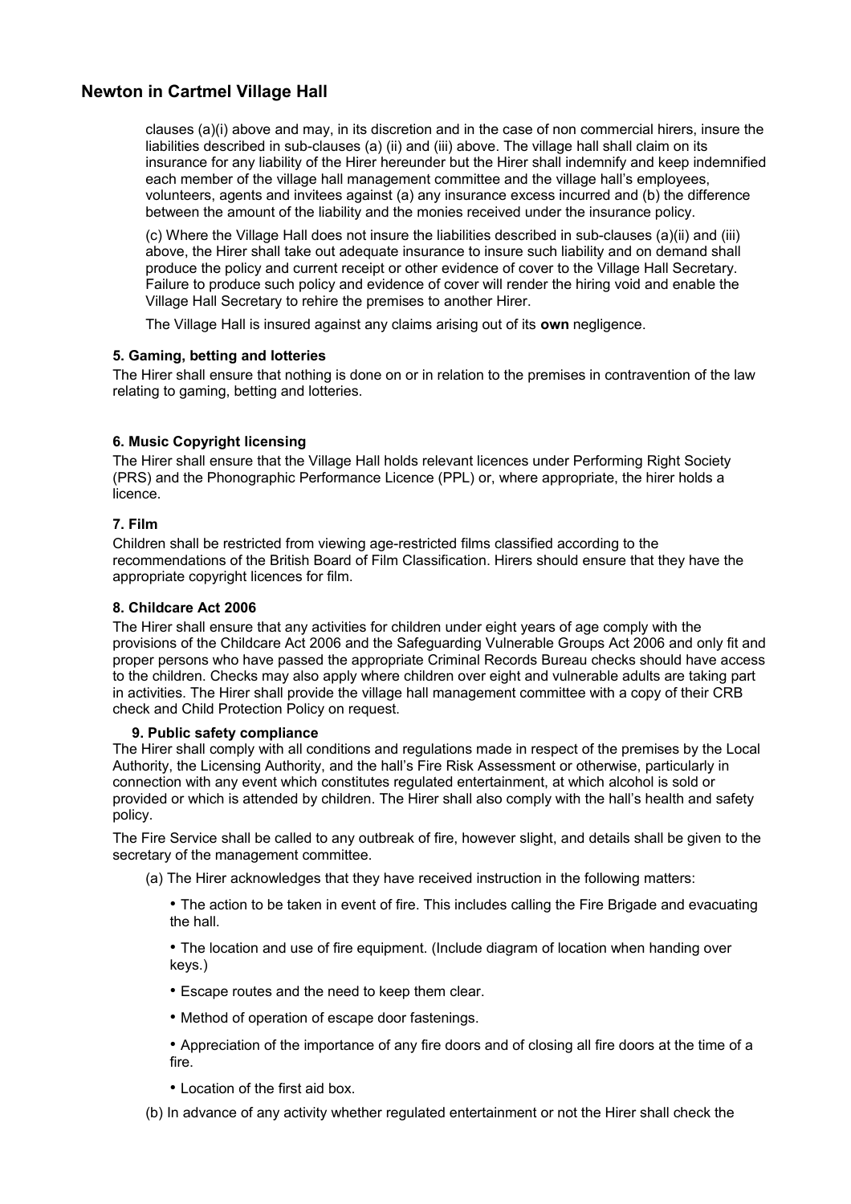clauses (a)(i) above and may, in its discretion and in the case of non commercial hirers, insure the liabilities described in sub-clauses (a) (ii) and (iii) above. The village hall shall claim on its insurance for any liability of the Hirer hereunder but the Hirer shall indemnify and keep indemnified each member of the village hall management committee and the village hall's employees, volunteers, agents and invitees against (a) any insurance excess incurred and (b) the difference between the amount of the liability and the monies received under the insurance policy.

(c) Where the Village Hall does not insure the liabilities described in sub-clauses (a)(ii) and (iii) above, the Hirer shall take out adequate insurance to insure such liability and on demand shall produce the policy and current receipt or other evidence of cover to the Village Hall Secretary. Failure to produce such policy and evidence of cover will render the hiring void and enable the Village Hall Secretary to rehire the premises to another Hirer.

The Village Hall is insured against any claims arising out of its **own** negligence.

#### 5. Gaming, betting and lotteries

The Hirer shall ensure that nothing is done on or in relation to the premises in contravention of the law relating to gaming, betting and lotteries.

#### 6. Music Copyright licensing

The Hirer shall ensure that the Village Hall holds relevant licences under Performing Right Society (PRS) and the Phonographic Performance Licence (PPL) or, where appropriate, the hirer holds a licence.

#### 7. Film

Children shall be restricted from viewing age-restricted films classified according to the recommendations of the British Board of Film Classification. Hirers should ensure that they have the appropriate copyright licences for film.

#### 8. Childcare Act 2006

The Hirer shall ensure that any activities for children under eight years of age comply with the provisions of the Childcare Act 2006 and the Safeguarding Vulnerable Groups Act 2006 and only fit and proper persons who have passed the appropriate Criminal Records Bureau checks should have access to the children. Checks may also apply where children over eight and vulnerable adults are taking part in activities. The Hirer shall provide the village hall management committee with a copy of their CRB check and Child Protection Policy on request.

#### 9. Public safety compliance

The Hirer shall comply with all conditions and regulations made in respect of the premises by the Local Authority, the Licensing Authority, and the hall's Fire Risk Assessment or otherwise, particularly in connection with any event which constitutes regulated entertainment, at which alcohol is sold or provided or which is attended by children. The Hirer shall also comply with the hall's health and safety policy.

The Fire Service shall be called to any outbreak of fire, however slight, and details shall be given to the secretary of the management committee.

(a) The Hirer acknowledges that they have received instruction in the following matters:

- The action to be taken in event of fire. This includes calling the Fire Brigade and evacuating the hall.
- The location and use of fire equipment. (Include diagram of location when handing over keys.)
- Escape routes and the need to keep them clear.
- Method of operation of escape door fastenings.
- Appreciation of the importance of any fire doors and of closing all fire doors at the time of a fire.
- Location of the first aid box.

(b) In advance of any activity whether regulated entertainment or not the Hirer shall check the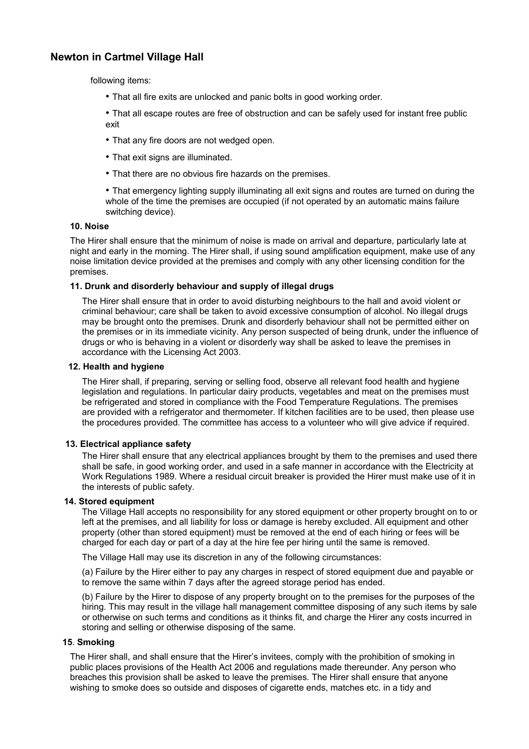following items:

- That all fire exits are unlocked and panic bolts in good working order.
- That all escape routes are free of obstruction and can be safely used for instant free public exit
- That any fire doors are not wedged open.
- That exit signs are illuminated.
- That there are no obvious fire hazards on the premises.
- That emergency lighting supply illuminating all exit signs and routes are turned on during the whole of the time the premises are occupied (if not operated by an automatic mains failure switching device).

**10. Noise**

The Hirer shall ensure that the minimum of noise is made on arrival and departure, particularly late at night and early in the morning. The Hirer shall, if using sound amplification equipment, make use of any noise limitation device provided at the premises and comply with any other licensing condition for the premises.

**11. Drunk and disorderly behaviour and supply of illegal drugs**

The Hirer shall ensure that in order to avoid disturbing neighbours to the hall and avoid violent or criminal behaviour; care shall be taken to avoid excessive consumption of alcohol. No illegal drugs may be brought onto the premises. Drunk and disorderly behaviour shall not be permitted either on the premises or in its immediate vicinity. Any person suspected of being drunk, under the influence of drugs or who is behaving in a violent or disorderly way shall be asked to leave the premises in accordance with the Licensing Act 2003.

**12. Health and hygiene**

The Hirer shall, if preparing, serving or selling food, observe all relevant food health and hygiene legislation and regulations. In particular dairy products, vegetables and meat on the premises must be refrigerated and stored in compliance with the Food Temperature Regulations. The premises are provided with a refrigerator and thermometer. If kitchen facilities are to be used, then please use the procedures provided. The committee has access to a volunteer who will give advice if required.

**13. Electrical appliance safety**

The Hirer shall ensure that any electrical appliances brought by them to the premises and used there shall be safe, in good working order, and used in a safe manner in accordance with the Electricity at Work Regulations 1989. Where a residual circuit breaker is provided the Hirer must make use of it in the interests of public safety.

**14. Stored equipment**

The Village Hall accepts no responsibility for any stored equipment or other property brought on to or left at the premises, and all liability for loss or damage is hereby excluded. All equipment and other property (other than stored equipment) must be removed at the end of each hiring or fees will be charged for each day or part of a day at the hire fee per hiring until the same is removed.

The Village Hall may use its discretion in any of the following circumstances:

(a) Failure by the Hirer either to pay any charges in respect of stored equipment due and payable or to remove the same within 7 days after the agreed storage period has ended.

(b) Failure by the Hirer to dispose of any property brought on to the premises for the purposes of the hiring. This may result in the village hall management committee disposing of any such items by sale or otherwise on such terms and conditions as it thinks fit, and charge the Hirer any costs incurred in storing and selling or otherwise disposing of the same.

**15. Smoking**

The Hirer shall, and shall ensure that the Hirer's invitees, comply with the prohibition of smoking in public places provisions of the Health Act 2006 and regulations made thereunder. Any person who breaches this provision shall be asked to leave the premises. The Hirer shall ensure that anyone wishing to smoke does so outside and disposes of cigarette ends, matches etc. in a tidy and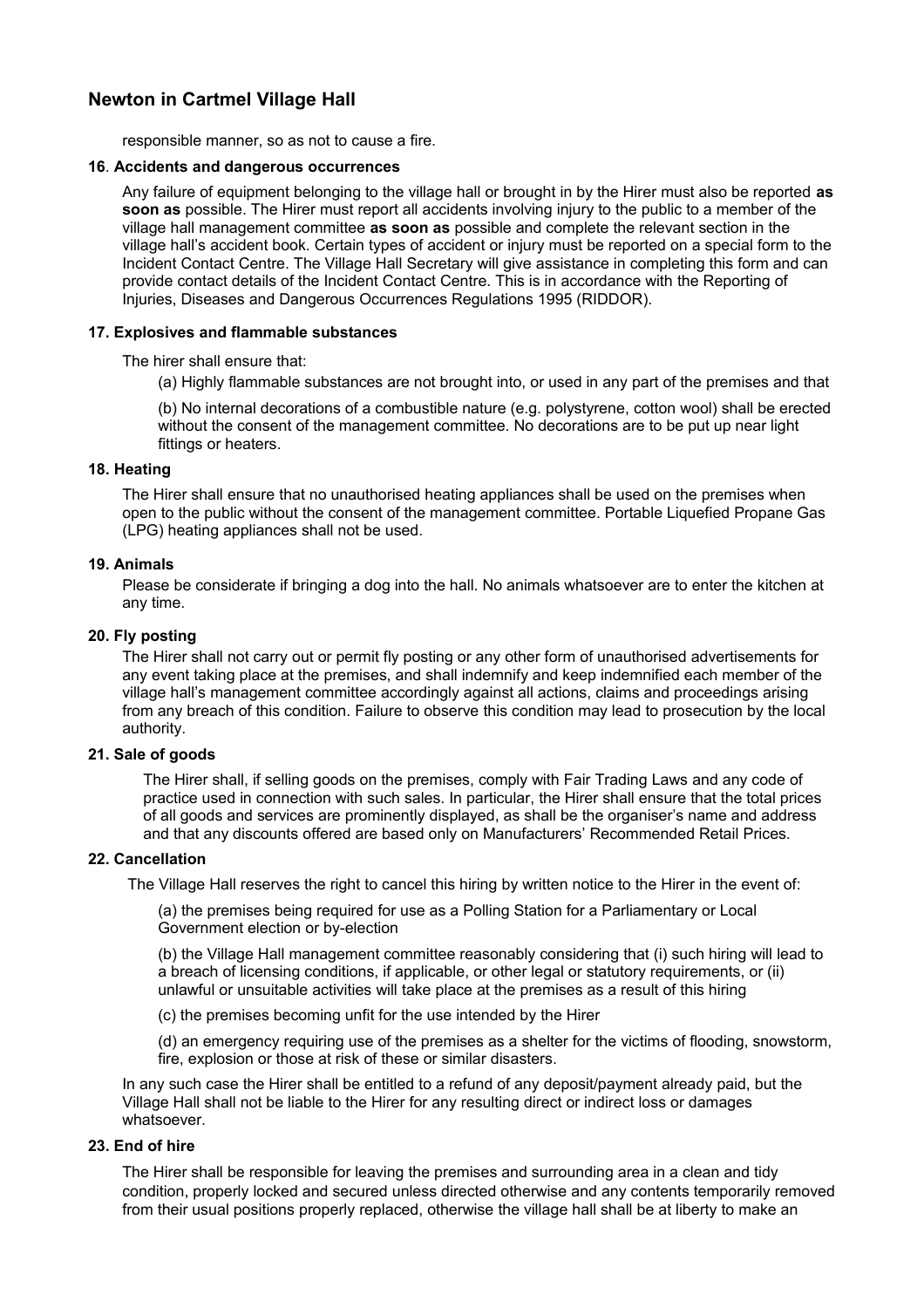responsible manner, so as not to cause a fire.

**16**. **Accidents and dangerous occurrences**

Any failure of equipment belonging to the village hall or brought in by the Hirer must also be reported **as soon as** possible. The Hirer must report all accidents involving injury to the public to a member of the village hall management committee **as soon as** possible and complete the relevant section in the village hall's accident book. Certain types of accident or injury must be reported on a special form to the Incident Contact Centre. The Village Hall Secretary will give assistance in completing this form and can provide contact details of the Incident Contact Centre. This is in accordance with the Reporting of Injuries, Diseases and Dangerous Occurrences Regulations 1995 (RIDDOR).

**17. Explosives and flammable substances**

The hirer shall ensure that:

(a) Highly flammable substances are not brought into, or used in any part of the premises and that

(b) No internal decorations of a combustible nature (e.g. polystyrene, cotton wool) shall be erected without the consent of the management committee. No decorations are to be put up near light fittings or heaters.

**18. Heating**

The Hirer shall ensure that no unauthorised heating appliances shall be used on the premises when open to the public without the consent of the management committee. Portable Liquefied Propane Gas (LPG) heating appliances shall not be used.

**19. Animals**

Please be considerate if bringing a dog into the hall. No animals whatsoever are to enter the kitchen at any time.

**20. Fly posting**

The Hirer shall not carry out or permit fly posting or any other form of unauthorised advertisements for any event taking place at the premises, and shall indemnify and keep indemnified each member of the village hall's management committee accordingly against all actions, claims and proceedings arising from any breach of this condition. Failure to observe this condition may lead to prosecution by the local authority.

**21. Sale of goods**

The Hirer shall, if selling goods on the premises, comply with Fair Trading Laws and any code of practice used in connection with such sales. In particular, the Hirer shall ensure that the total prices of all goods and services are prominently displayed, as shall be the organiser's name and address and that any discounts offered are based only on Manufacturers' Recommended Retail Prices.

**22. Cancellation**

The Village Hall reserves the right to cancel this hiring by written notice to the Hirer in the event of:

(a) the premises being required for use as a Polling Station for a Parliamentary or Local Government election or by-election

(b) the Village Hall management committee reasonably considering that (i) such hiring will lead to a breach of licensing conditions, if applicable, or other legal or statutory requirements, or (ii) unlawful or unsuitable activities will take place at the premises as a result of this hiring

(c) the premises becoming unfit for the use intended by the Hirer

(d) an emergency requiring use of the premises as a shelter for the victims of flooding, snowstorm, fire, explosion or those at risk of these or similar disasters.

In any such case the Hirer shall be entitled to a refund of any deposit/payment already paid, but the Village Hall shall not be liable to the Hirer for any resulting direct or indirect loss or damages whatsoever.

**23. End of hire**

The Hirer shall be responsible for leaving the premises and surrounding area in a clean and tidy condition, properly locked and secured unless directed otherwise and any contents temporarily removed from their usual positions properly replaced, otherwise the village hall shall be at liberty to make an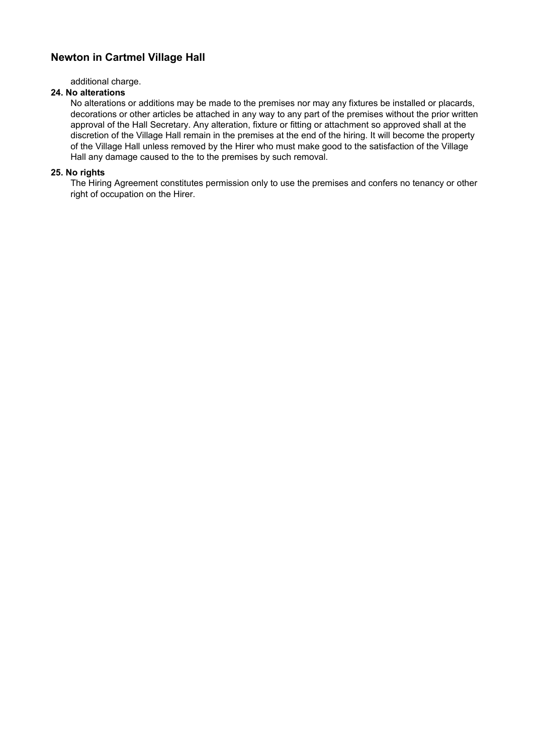additional charge.

**24. No alterations**

No alterations or additions may be made to the premises nor may any fixtures be installed or placards, decorations or other articles be attached in any way to any part of the premises without the prior written approval of the Hall Secretary. Any alteration, fixture or fitting or attachment so approved shall at the discretion of the Village Hall remain in the premises at the end of the hiring. It will become the property of the Village Hall unless removed by the Hirer who must make good to the satisfaction of the Village Hall any damage caused to the to the premises by such removal.

**25. No rights**

The Hiring Agreement constitutes permission only to use the premises and confers no tenancy or other right of occupation on the Hirer.